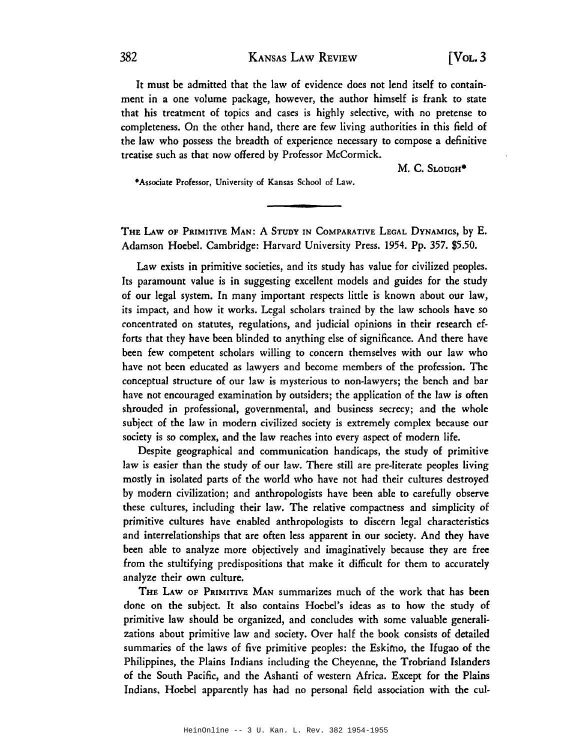It must be admitted that the law of evidence does not lend itself to containment in a one volume package, however, the author himself is frank to state that his treatment of topics and cases is highly selective, with no pretense to completeness. On the other hand, there are few living authorities in this field of the law who possess the breadth of experience necessary to compose a definitive treatise such as that now offered by Professor McCormick.

M. C. SLOUGH*

*Associate Professor, University of Kansas School of Law.

---

THE LAW OF PRIMITIVE MAN: A STUDY IN COMPARATIVE LEGAL DYNAMICS, by E. Adamson Hoebel. Cambridge: Harvard University Press. 1954. Pp. 357. $5.50.

Law exists in primitive societies, and its study has value for civilized peoples. Its paramount value is in suggesting excellent models and guides for the study of our legal system. In many important respects little is known about our law, its impact, and how it works. Legal scholars trained by the law schools have so concentrated on statutes, regulations, and judicial opinions in their research efforts that they have been blinded to anything else of significance. And there have been few competent scholars willing to concern themselves with our law who have not been educated as lawyers and become members of the profession. The conceptual structure of our law is mysterious to non-lawyers; the bench and bar have not encouraged examination by outsiders; the application of the law is often shrouded in professional, governmental, and business secrecy; and the whole subject of the law in modern civilized society is extremely complex because our society is so complex, and the law reaches into every aspect of modern life.

Despite geographical and communication handicaps, the study of primitive law is easier than the study of our law. There still are pre-literate peoples living mostly in isolated parts of the world who have not had their cultures destroyed by modern civilization; and anthropologists have been able to carefully observe these cultures, including their law. The relative compactness and simplicity of primitive cultures have enabled anthropologists to discern legal characteristics and interrelationships that are often less apparent in our society. And they have been able to analyze more objectively and imaginatively because they are free from the stultifying predispositions that make it difficult for them to accurately analyze their own culture.

THE LAW OF PRIMITIVE MAN summarizes much of the work that has been done on the subject. It also contains Hoebel's ideas as to how the study of primitive law should be organized, and concludes with some valuable generalizations about primitive law and society. Over half the book consists of detailed summaries of the laws of five primitive peoples: the Eskimo, the Ifugao of the Philippines, the Plains Indians including the Cheyenne, the Trobriand Islanders of the South Pacific, and the Ashanti of western Africa. Except for the Plains Indians, Hoebel apparently has had no personal field association with the cul-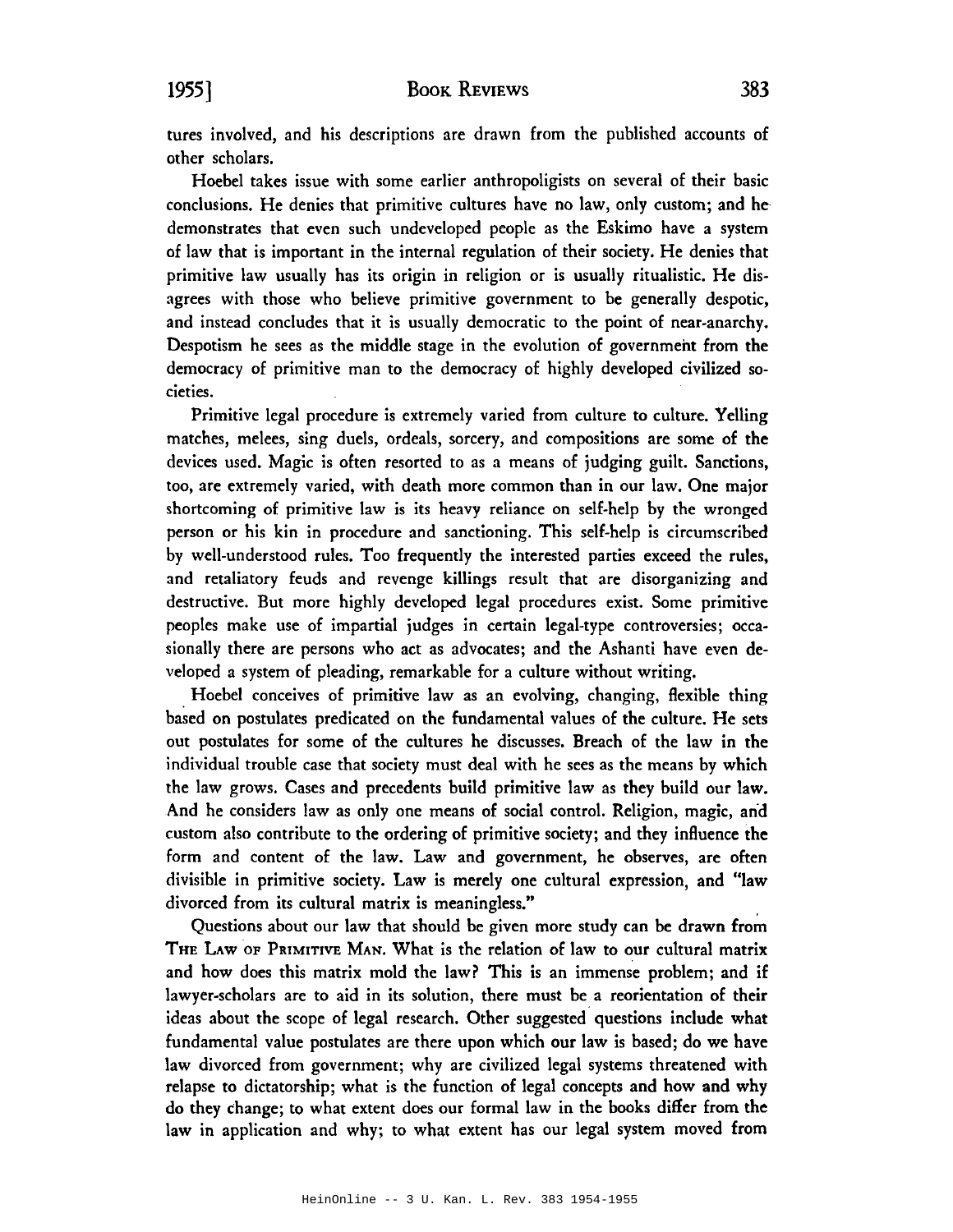tures involved, and his descriptions are drawn from the published accounts of other scholars.

Hoebel takes issue with some earlier anthropoligists on several of their basic conclusions. He denies that primitive cultures have no law, only custom; and he demonstrates that even such undeveloped people as the Eskimo have a system of law that is important in the internal regulation of their society. He denies that primitive law usually has its origin in religion or is usually ritualistic. He disagrees with those who believe primitive government to be generally despotic, and instead concludes that it is usually democratic to the point of near-anarchy. Despotism he sees as the middle stage in the evolution of government from the democracy of primitive man to the democracy of highly developed civilized societies.

Primitive legal procedure is extremely varied from culture to culture. Yelling matches, melees, sing duels, ordeals, sorcery, and compositions are some of the devices used. Magic is often resorted to as a means of judging guilt. Sanctions, too, are extremely varied, with death more common than in our law. One major shortcoming of primitive law is its heavy reliance on self-help by the wronged person or his kin in procedure and sanctioning. This self-help is circumscribed by well-understood rules. Too frequently the interested parties exceed the rules, and retaliatory feuds and revenge killings result that are disorganizing and destructive. But more highly developed legal procedures exist. Some primitive peoples make use of impartial judges in certain legal-type controversies; occasionally there are persons who act as advocates; and the Ashanti have even developed a system of pleading, remarkable for a culture without writing.

Hoebel conceives of primitive law as an evolving, changing, flexible thing based on postulates predicated on the fundamental values of the culture. He sets out postulates for some of the cultures he discusses. Breach of the law in the individual trouble case that society must deal with he sees as the means by which the law grows. Cases and precedents build primitive law as they build our law. And he considers law as only one means of social control. Religion, magic, and custom also contribute to the ordering of primitive society; and they influence the form and content of the law. Law and government, he observes, are often divisible in primitive society. Law is merely one cultural expression, and "law divorced from its cultural matrix is meaningless."

Questions about our law that should be given more study can be drawn from THE LAW OF PRIMITIVE MAN. What is the relation of law to our cultural matrix and how does this matrix mold the law? This is an immense problem; and if lawyer-scholars are to aid in its solution, there must be a reorientation of their ideas about the scope of legal research. Other suggested questions include what fundamental value postulates are there upon which our law is based; do we have law divorced from government; why are civilized legal systems threatened with relapse to dictatorship; what is the function of legal concepts and how and why do they change; to what extent does our formal law in the books differ from the law in application and why; to what extent has our legal system moved from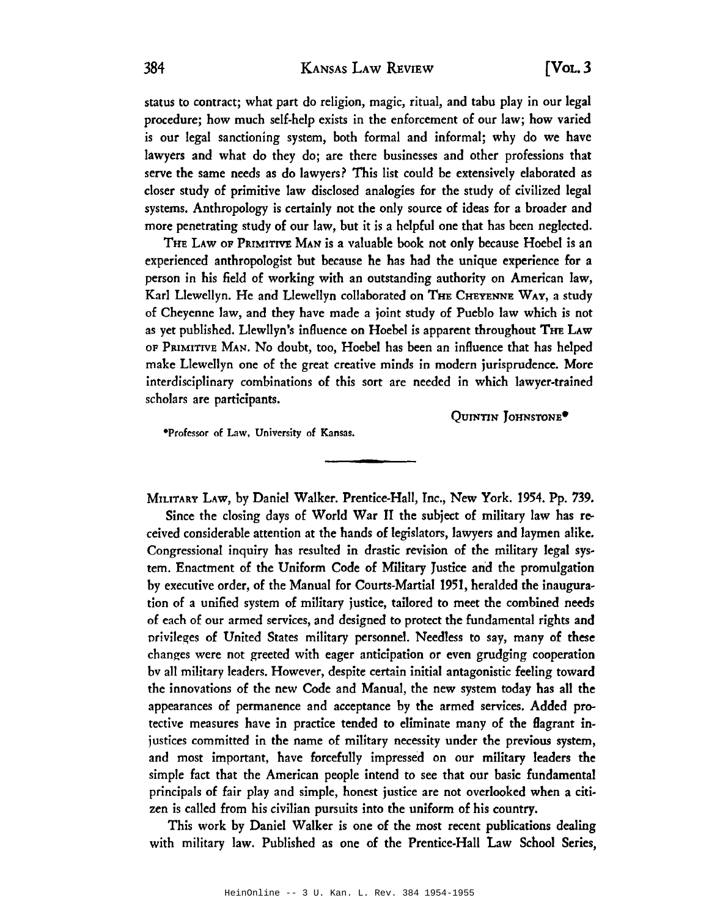status to contract; what part do religion, magic, ritual, and tabu play in our legal procedure; how much self-help exists in the enforcement of our law; how varied is our legal sanctioning system, both formal and informal; why do we have lawyers and what do they do; are there businesses and other professions that serve the same needs as do lawyers? This list could be extensively elaborated as closer study of primitive law disclosed analogies for the study of civilized legal systems. Anthropology is certainly not the only source of ideas for a broader and more penetrating study of our law, but it is a helpful one that has been neglected.

THE LAW OF PRIMITIVE MAN is a valuable book not only because Hoebel is an experienced anthropologist but because he has had the unique experience for a person in his field of working with an outstanding authority on American law, Karl Llewellyn. He and Llewellyn collaborated on THE CHEYENNE WAY, a study of Cheyenne law, and they have made a joint study of Pueblo law which is not as yet published. Llewllyn's influence on Hoebel is apparent throughout THE LAW OF PRIMITIVE MAN. No doubt, too, Hoebel has been an influence that has helped make Llewellyn one of the great creative minds in modern jurisprudence. More interdisciplinary combinations of this sort are needed in which lawyer-trained scholars are participants.

QUINTIN JOHNSTONE*

*Professor of Law, University of Kansas.

---

MILITARY LAW, by Daniel Walker. Prentice-Hall, Inc., New York. 1954. Pp. 739.

Since the closing days of World War II the subject of military law has received considerable attention at the hands of legislators, lawyers and laymen alike. Congressional inquiry has resulted in drastic revision of the military legal system. Enactment of the Uniform Code of Military Justice and the promulgation by executive order, of the Manual for Courts-Martial 1951, heralded the inauguration of a unified system of military justice, tailored to meet the combined needs of each of our armed services, and designed to protect the fundamental rights and privileges of United States military personnel. Needless to say, many of these changes were not greeted with eager anticipation or even grudging cooperation by all military leaders. However, despite certain initial antagonistic feeling toward the innovations of the new Code and Manual, the new system today has all the appearances of permanence and acceptance by the armed services. Added protective measures have in practice tended to eliminate many of the flagrant injustices committed in the name of military necessity under the previous system, and most important, have forcefully impressed on our military leaders the simple fact that the American people intend to see that our basic fundamental principals of fair play and simple, honest justice are not overlooked when a citizen is called from his civilian pursuits into the uniform of his country.

This work by Daniel Walker is one of the most recent publications dealing with military law. Published as one of the Prentice-Hall Law School Series,